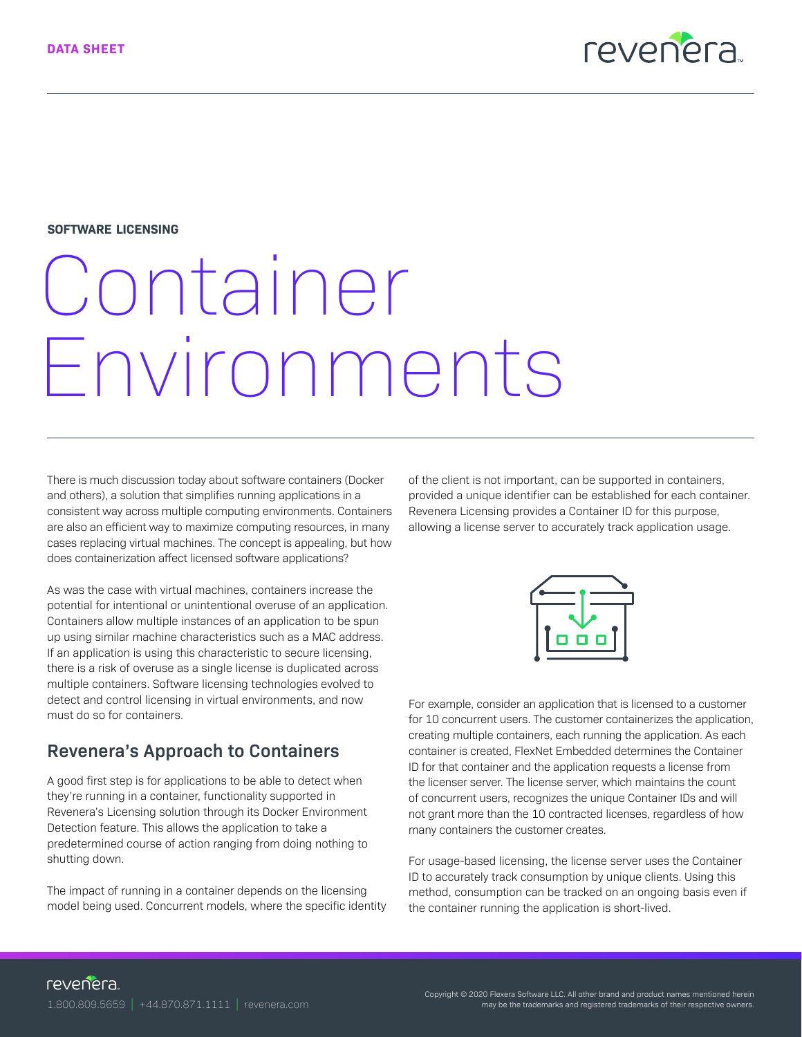DATA SHEET

SOFTWARE LICENSING

# Container Environments

There is much discussion today about software containers (Docker and others), a solution that simplifies running applications in a consistent way across multiple computing environments. Containers are also an efficient way to maximize computing resources, in many cases replacing virtual machines. The concept is appealing, but how does containerization affect licensed software applications?

As was the case with virtual machines, containers increase the potential for intentional or unintentional overuse of an application. Containers allow multiple instances of an application to be spun up using similar machine characteristics such as a MAC address. If an application is using this characteristic to secure licensing, there is a risk of overuse as a single license is duplicated across multiple containers. Software licensing technologies evolved to detect and control licensing in virtual environments, and now must do so for containers.

## Revenera's Approach to Containers

A good first step is for applications to be able to detect when they're running in a container, functionality supported in Revenera's Licensing solution through its Docker Environment Detection feature. This allows the application to take a predetermined course of action ranging from doing nothing to shutting down.

The impact of running in a container depends on the licensing model being used. Concurrent models, where the specific identity of the client is not important, can be supported in containers, provided a unique identifier can be established for each container. Revenera Licensing provides a Container ID for this purpose, allowing a license server to accurately track application usage.

For example, consider an application that is licensed to a customer for 10 concurrent users. The customer containerizes the application, creating multiple containers, each running the application. As each container is created, FlexNet Embedded determines the Container ID for that container and the application requests a license from the licenser server. The license server, which maintains the count of concurrent users, recognizes the unique Container IDs and will not grant more than the 10 contracted licenses, regardless of how many containers the customer creates.

For usage-based licensing, the license server uses the Container ID to accurately track consumption by unique clients. Using this method, consumption can be tracked on an ongoing basis even if the container running the application is short-lived.

1.800.809.5659 | +44.870.871.1111 | revenera.com

Copyright © 2020 Flexera Software LLC. All other brand and product names mentioned herein may be the trademarks and registered trademarks of their respective owners.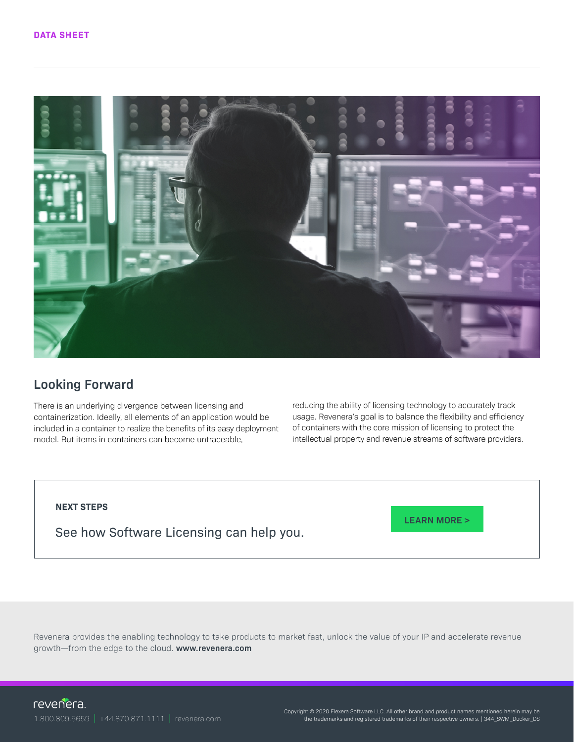DATA SHEET

## Looking Forward

There is an underlying divergence between licensing and containerization. Ideally, all elements of an application would be included in a container to realize the benefits of its easy deployment model. But items in containers can become untraceable, reducing the ability of licensing technology to accurately track usage. Revenera's goal is to balance the flexibility and efficiency of containers with the core mission of licensing to protect the intellectual property and revenue streams of software providers.

**NEXT STEPS**

See how Software Licensing can help you.

LEARN MORE >

Revenera provides the enabling technology to take products to market fast, unlock the value of your IP and accelerate revenue growth—from the edge to the cloud. **www.revenera.com**

revenera.

1.800.809.5659 | +44.870.871.1111 | revenera.com

Copyright © 2020 Flexera Software LLC. All other brand and product names mentioned herein may be the trademarks and registered trademarks of their respective owners. | 344_SWM_Docker_DS